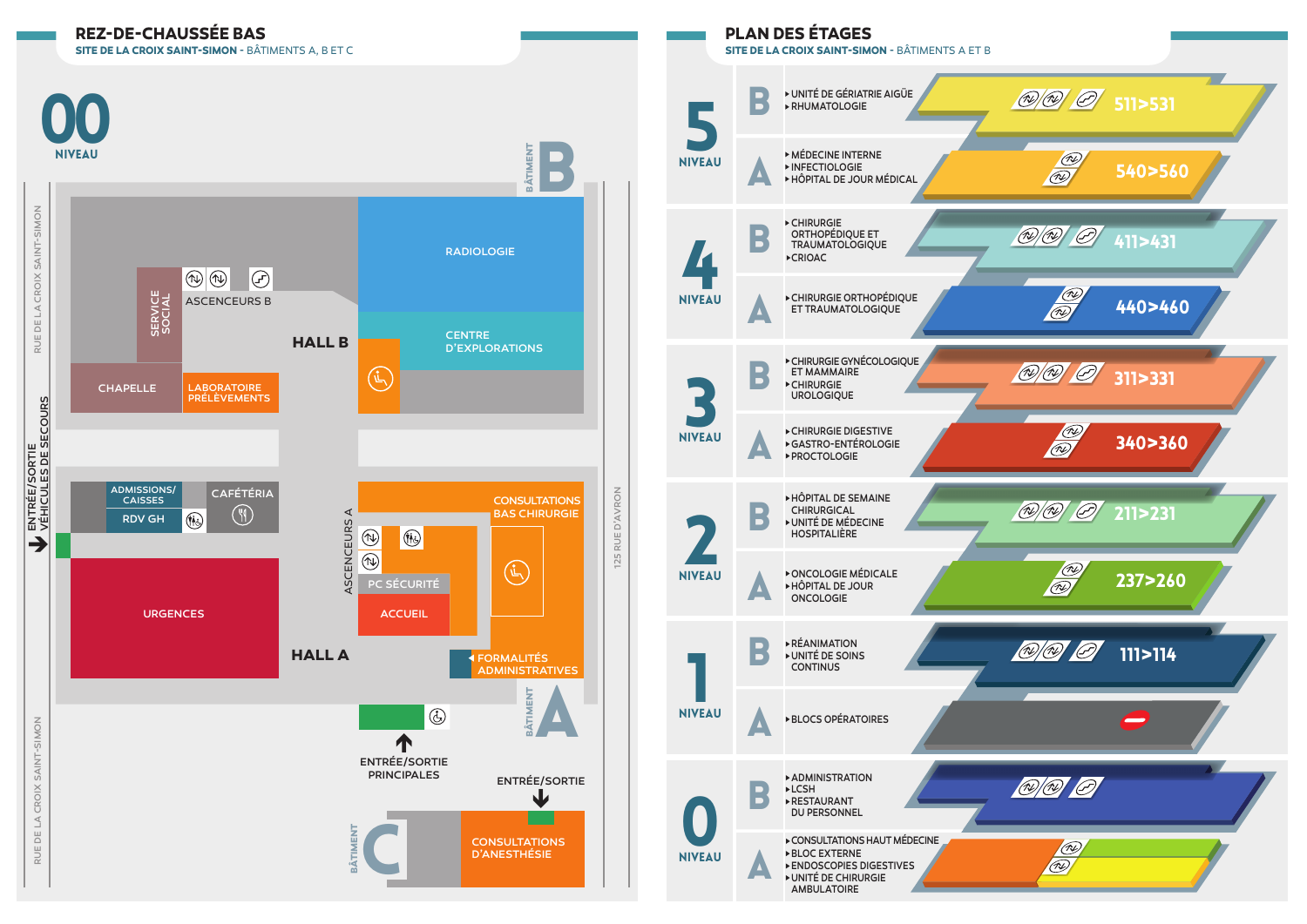# REZ-DE-CHAUSSÉE BAS

**SITE DE LA CROIX SAINT-SIMON** - BÂTIMENTS A, B ET C

## 00 NIVEAU

BÂTIMENT B

- RADIOLOGIE
- CENTRE D'EXPLORATIONS
- SERVICE SOCIAL
- ASCENCEURS B
- HALL B
- CHAPELLE
- LABORATOIRE PRÉLÈVEMENTS

BÂTIMENT A

- ADMISSIONS/ CAISSES
- RDV GH
- CAFÉTÉRIA
- URGENCES
- ASCENCEURS A
- PC SÉCURITÉ
- ACCUEIL
- CONSULTATIONS BAS CHIRURGIE
- FORMALITÉS ADMINISTRATIVES
- HALL A

ENTRÉE/SORTIE VÉHICULES DE SECOURS

RUE DE LA CROIX SAINT-SIMON

125 RUE D'AVRON

ENTRÉE/SORTIE PRINCIPALES

ENTRÉE/SORTIE

BÂTIMENT C

- CONSULTATIONS D'ANESTHÉSIE

# PLAN DES ÉTAGES

**SITE DE LA CROIX SAINT-SIMON** - BÂTIMENTS A ET B

| Niveau | Bâtiment | Services | Chambres |
|---|---|---|---|
| 5 NIVEAU | B | UNITÉ DE GÉRIATRIE AIGÜE; RHUMATOLOGIE | 511>531 |
| | A | MÉDECINE INTERNE; INFECTIOLOGIE; HÔPITAL DE JOUR MÉDICAL | 540>560 |
| 4 NIVEAU | B | CHIRURGIE ORTHOPÉDIQUE ET TRAUMATOLOGIQUE; CRIOAC | 411>431 |
| | A | CHIRURGIE ORTHOPÉDIQUE ET TRAUMATOLOGIQUE | 440>460 |
| 3 NIVEAU | B | CHIRURGIE GYNÉCOLOGIQUE ET MAMMAIRE; CHIRURGIE UROLOGIQUE | 311>331 |
| | A | CHIRURGIE DIGESTIVE; GASTRO-ENTÉROLOGIE; PROCTOLOGIE | 340>360 |
| 2 NIVEAU | B | HÔPITAL DE SEMAINE CHIRURGICAL; UNITÉ DE MÉDECINE HOSPITALIÈRE | 211>231 |
| | A | ONCOLOGIE MÉDICALE; HÔPITAL DE JOUR ONCOLOGIE | 237>260 |
| 1 NIVEAU | B | RÉANIMATION; UNITÉ DE SOINS CONTINUS | 111>114 |
| | A | BLOCS OPÉRATOIRES | |
| 0 NIVEAU | B | ADMINISTRATION; LCSH; RESTAURANT DU PERSONNEL | |
| | A | CONSULTATIONS HAUT MÉDECINE; BLOC EXTERNE; ENDOSCOPIES DIGESTIVES; UNITÉ DE CHIRURGIE AMBULATOIRE | |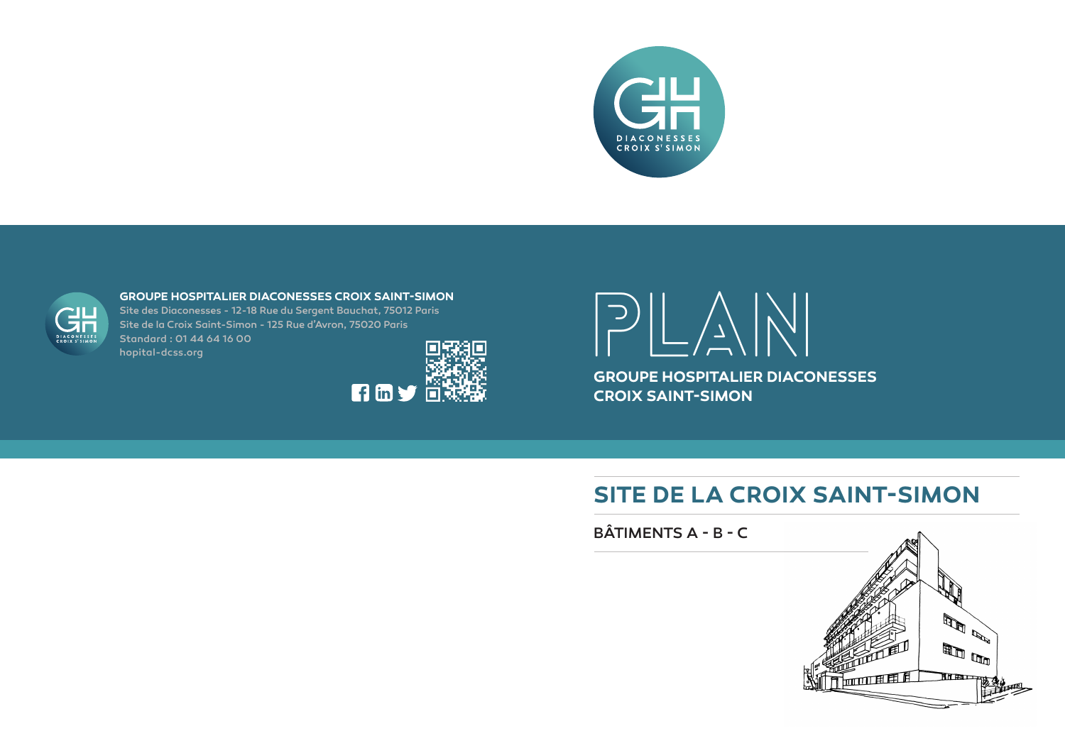**GROUPE HOSPITALIER DIACONESSES CROIX SAINT-SIMON**

Site des Diaconesses - 12-18 Rue du Sergent Bauchat, 75012 Paris

Site de la Croix Saint-Simon - 125 Rue d'Avron, 75020 Paris

Standard : 01 44 64 16 00

hopital-dcss.org

# PLAN

**GROUPE HOSPITALIER DIACONESSES CROIX SAINT-SIMON**

## SITE DE LA CROIX SAINT-SIMON

### BÂTIMENTS A - B - C